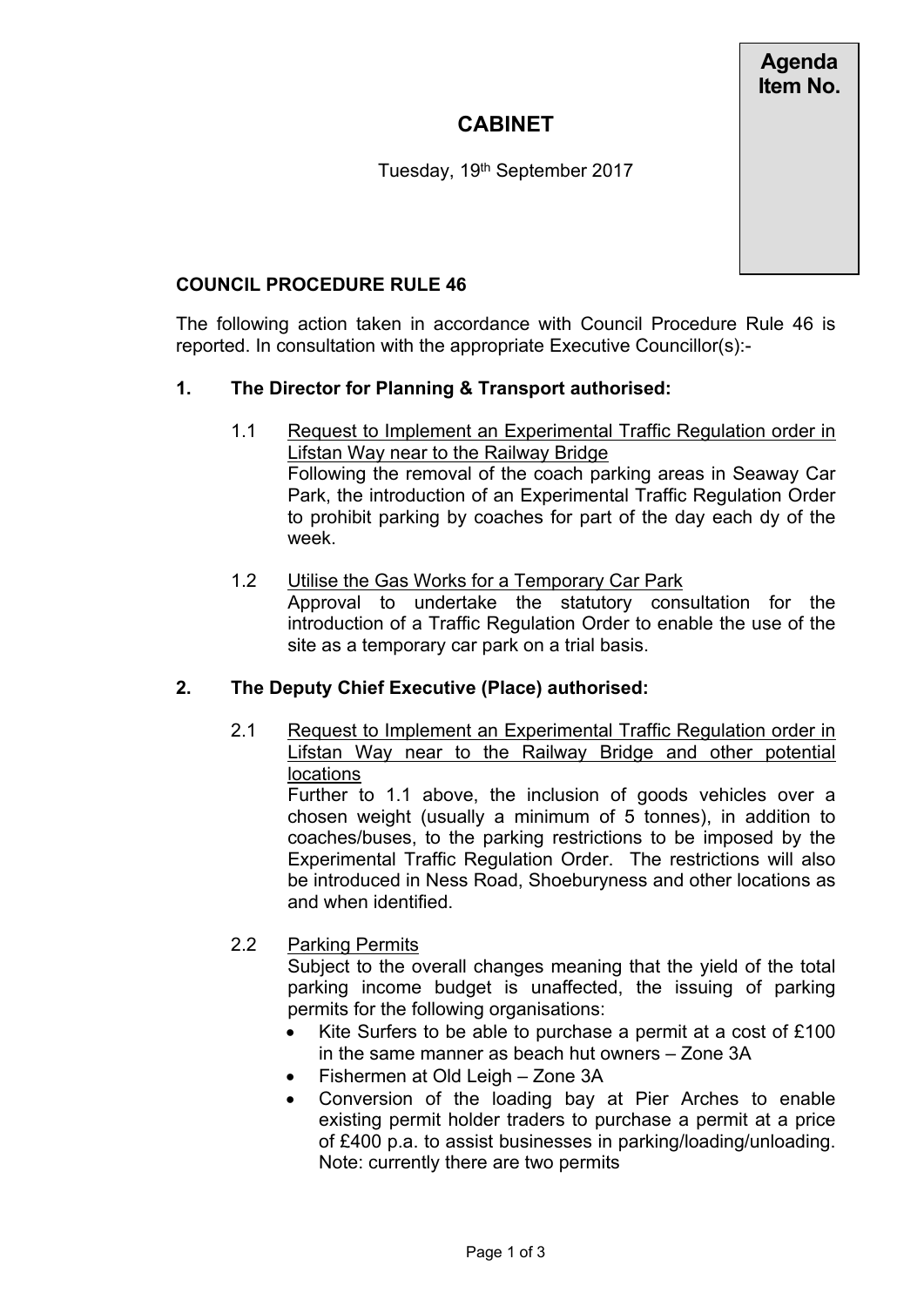**Agenda Item No.**

# CABINET

Tuesday, 19th September 2017

## COUNCIL PROCEDURE RULE 46

The following action taken in accordance with Council Procedure Rule 46 is reported. In consultation with the appropriate Executive Councillor(s):-

### 1. The Director for Planning & Transport authorised:

1.1 <u>Request to Implement an Experimental Traffic Regulation order in Lifstan Way near to the Railway Bridge</u>
Following the removal of the coach parking areas in Seaway Car Park, the introduction of an Experimental Traffic Regulation Order to prohibit parking by coaches for part of the day each dy of the week.

1.2 <u>Utilise the Gas Works for a Temporary Car Park</u>
Approval to undertake the statutory consultation for the introduction of a Traffic Regulation Order to enable the use of the site as a temporary car park on a trial basis.

### 2. The Deputy Chief Executive (Place) authorised:

2.1 <u>Request to Implement an Experimental Traffic Regulation order in Lifstan Way near to the Railway Bridge and other potential locations</u>
Further to 1.1 above, the inclusion of goods vehicles over a chosen weight (usually a minimum of 5 tonnes), in addition to coaches/buses, to the parking restrictions to be imposed by the Experimental Traffic Regulation Order. The restrictions will also be introduced in Ness Road, Shoeburyness and other locations as and when identified.

2.2 <u>Parking Permits</u>
Subject to the overall changes meaning that the yield of the total parking income budget is unaffected, the issuing of parking permits for the following organisations:

- Kite Surfers to be able to purchase a permit at a cost of £100 in the same manner as beach hut owners – Zone 3A
- Fishermen at Old Leigh – Zone 3A
- Conversion of the loading bay at Pier Arches to enable existing permit holder traders to purchase a permit at a price of £400 p.a. to assist businesses in parking/loading/unloading. Note: currently there are two permits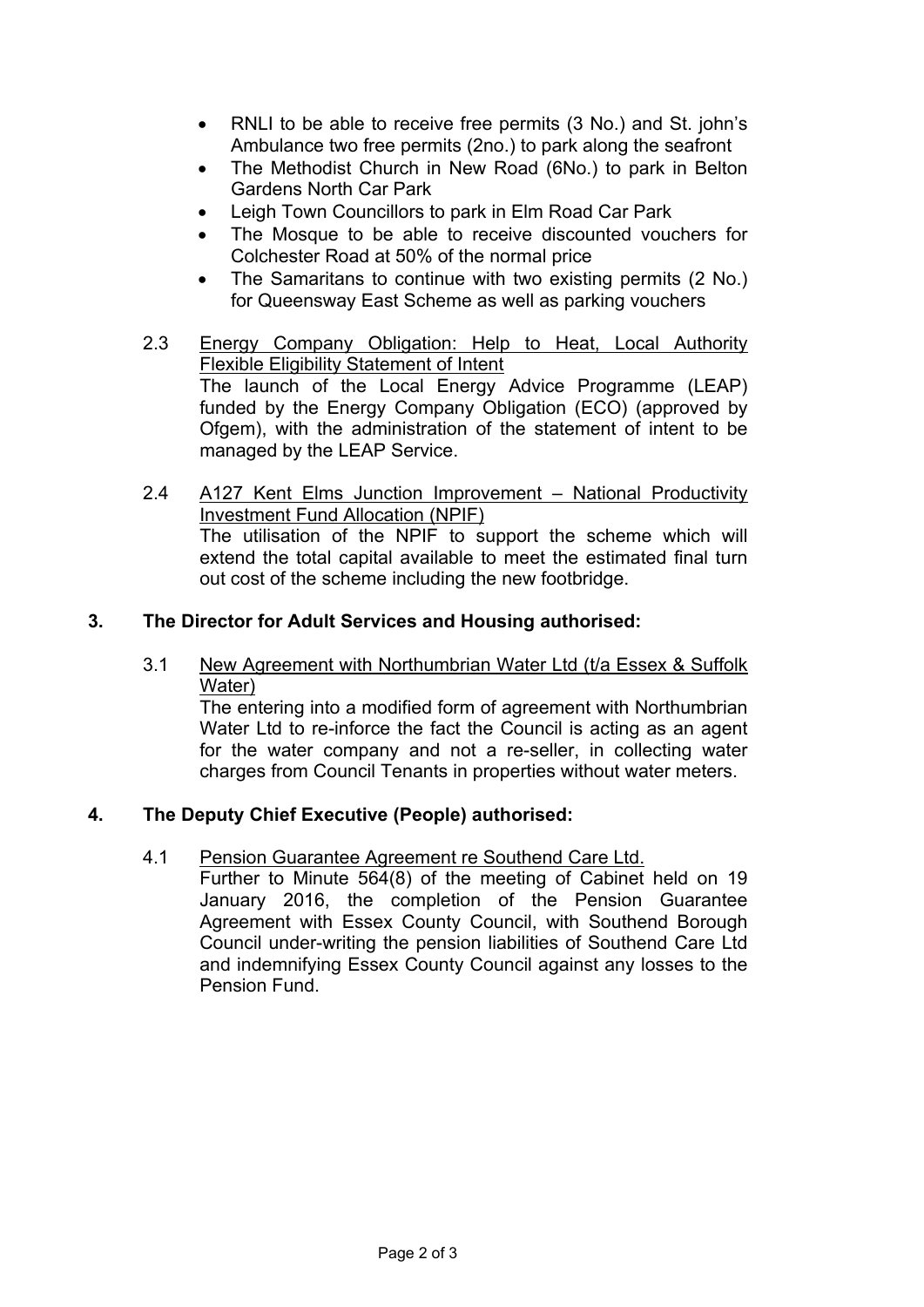- RNLI to be able to receive free permits (3 No.) and St. john's Ambulance two free permits (2no.) to park along the seafront
- The Methodist Church in New Road (6No.) to park in Belton Gardens North Car Park
- Leigh Town Councillors to park in Elm Road Car Park
- The Mosque to be able to receive discounted vouchers for Colchester Road at 50% of the normal price
- The Samaritans to continue with two existing permits (2 No.) for Queensway East Scheme as well as parking vouchers

2.3 Energy Company Obligation: Help to Heat, Local Authority Flexible Eligibility Statement of Intent
The launch of the Local Energy Advice Programme (LEAP) funded by the Energy Company Obligation (ECO) (approved by Ofgem), with the administration of the statement of intent to be managed by the LEAP Service.

2.4 A127 Kent Elms Junction Improvement – National Productivity Investment Fund Allocation (NPIF)
The utilisation of the NPIF to support the scheme which will extend the total capital available to meet the estimated final turn out cost of the scheme including the new footbridge.

**3. The Director for Adult Services and Housing authorised:**

3.1 New Agreement with Northumbrian Water Ltd (t/a Essex & Suffolk Water)
The entering into a modified form of agreement with Northumbrian Water Ltd to re-inforce the fact the Council is acting as an agent for the water company and not a re-seller, in collecting water charges from Council Tenants in properties without water meters.

**4. The Deputy Chief Executive (People) authorised:**

4.1 Pension Guarantee Agreement re Southend Care Ltd.
Further to Minute 564(8) of the meeting of Cabinet held on 19 January 2016, the completion of the Pension Guarantee Agreement with Essex County Council, with Southend Borough Council under-writing the pension liabilities of Southend Care Ltd and indemnifying Essex County Council against any losses to the Pension Fund.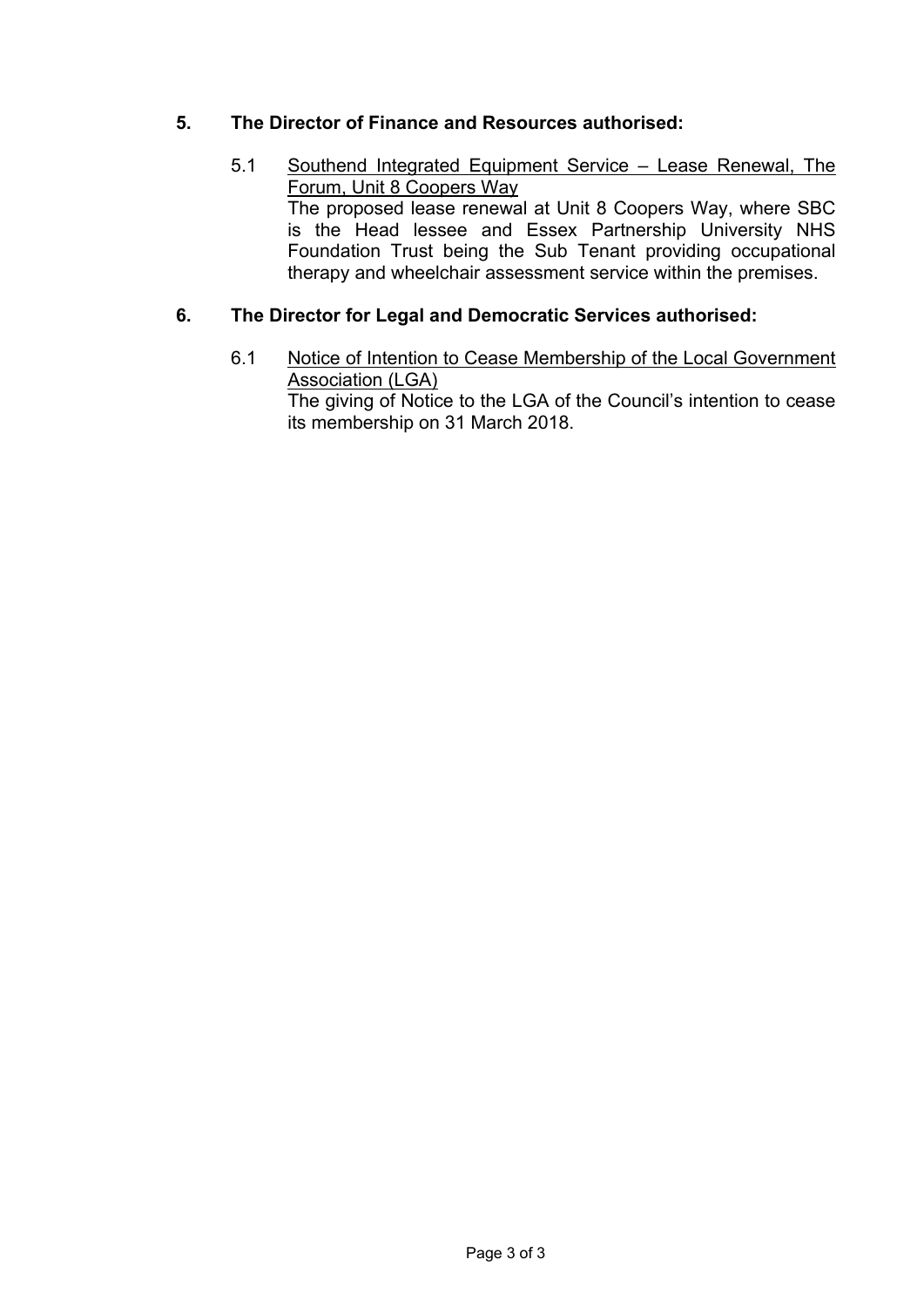## 5. The Director of Finance and Resources authorised:

5.1 Southend Integrated Equipment Service – Lease Renewal, The Forum, Unit 8 Coopers Way

The proposed lease renewal at Unit 8 Coopers Way, where SBC is the Head lessee and Essex Partnership University NHS Foundation Trust being the Sub Tenant providing occupational therapy and wheelchair assessment service within the premises.

## 6. The Director for Legal and Democratic Services authorised:

6.1 Notice of Intention to Cease Membership of the Local Government Association (LGA)

The giving of Notice to the LGA of the Council's intention to cease its membership on 31 March 2018.